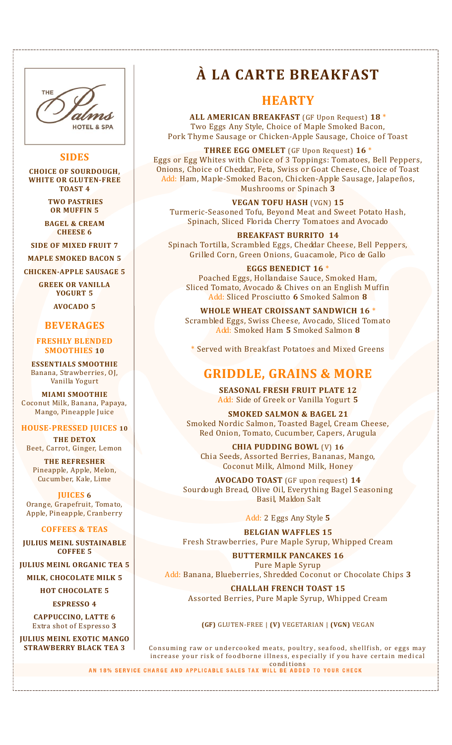THE Palms HOTEL & SPA

## SIDES

**CHOICE OF SOURDOUGH, WHITE OR GLUTEN-FREE TOAST 4**

**TWO PASTRIES OR MUFFIN 5**

**BAGEL & CREAM CHEESE 6**

**SIDE OF MIXED FRUIT 7**

**MAPLE SMOKED BACON 5**

**CHICKEN-APPLE SAUSAGE 5**

**GREEK OR VANILLA YOGURT 5**

**AVOCADO 5**

## BEVERAGES

### FRESHLY BLENDED SMOOTHIES 10

**ESSENTIALS SMOOTHIE**
Banana, Strawberries, OJ, Vanilla Yogurt

**MIAMI SMOOTHIE**
Coconut Milk, Banana, Papaya, Mango, Pineapple Juice

### HOUSE-PRESSED JUICES 10

**THE DETOX**
Beet, Carrot, Ginger, Lemon

**THE REFRESHER**
Pineapple, Apple, Melon, Cucumber, Kale, Lime

### JUICES 6

Orange, Grapefruit, Tomato, Apple, Pineapple, Cranberry

### COFFEES & TEAS

**JULIUS MEINL SUSTAINABLE COFFEE 5**

**JULIUS MEINL ORGANIC TEA 5**

**MILK, CHOCOLATE MILK 5**

**HOT CHOCOLATE 5**

**ESPRESSO 4**

**CAPPUCCINO, LATTE 6**
Extra shot of Espresso **3**

**JULIUS MEINL EXOTIC MANGO STRAWBERRY BLACK TEA 3**

# À LA CARTE BREAKFAST

## HEARTY

**ALL AMERICAN BREAKFAST** (GF Upon Request) **18** *
Two Eggs Any Style, Choice of Maple Smoked Bacon, Pork Thyme Sausage or Chicken-Apple Sausage, Choice of Toast

**THREE EGG OMELET** (GF Upon Request) **16** *
Eggs or Egg Whites with Choice of 3 Toppings: Tomatoes, Bell Peppers, Onions, Choice of Cheddar, Feta, Swiss or Goat Cheese, Choice of Toast
Add: Ham, Maple-Smoked Bacon, Chicken-Apple Sausage, Jalapeños, Mushrooms or Spinach **3**

**VEGAN TOFU HASH** (VGN) **15**
Turmeric-Seasoned Tofu, Beyond Meat and Sweet Potato Hash, Spinach, Sliced Florida Cherry Tomatoes and Avocado

**BREAKFAST BURRITO 14**
Spinach Tortilla, Scrambled Eggs, Cheddar Cheese, Bell Peppers, Grilled Corn, Green Onions, Guacamole, Pico de Gallo

**EGGS BENEDICT 16** *
Poached Eggs, Hollandaise Sauce, Smoked Ham, Sliced Tomato, Avocado & Chives on an English Muffin
Add: Sliced Prosciutto **6** Smoked Salmon **8**

**WHOLE WHEAT CROISSANT SANDWICH 16** *
Scrambled Eggs, Swiss Cheese, Avocado, Sliced Tomato
Add: Smoked Ham **5** Smoked Salmon **8**

* Served with Breakfast Potatoes and Mixed Greens

## GRIDDLE, GRAINS & MORE

**SEASONAL FRESH FRUIT PLATE 12**
Add: Side of Greek or Vanilla Yogurt **5**

**SMOKED SALMON & BAGEL 21**
Smoked Nordic Salmon, Toasted Bagel, Cream Cheese, Red Onion, Tomato, Cucumber, Capers, Arugula

**CHIA PUDDING BOWL** (V) **16**
Chia Seeds, Assorted Berries, Bananas, Mango, Coconut Milk, Almond Milk, Honey

**AVOCADO TOAST** (GF upon request) **14**
Sourdough Bread, Olive Oil, Everything Bagel Seasoning Basil, Maldon Salt

Add: 2 Eggs Any Style **5**

**BELGIAN WAFFLES 15**
Fresh Strawberries, Pure Maple Syrup, Whipped Cream

**BUTTERMILK PANCAKES 16**
Pure Maple Syrup
Add: Banana, Blueberries, Shredded Coconut or Chocolate Chips **3**

**CHALLAH FRENCH TOAST 15**
Assorted Berries, Pure Maple Syrup, Whipped Cream

**(GF)** GLUTEN-FREE | **(V)** VEGETARIAN | **(VGN)** VEGAN

Consuming raw or undercooked meats, poultry, seafood, shellfish, or eggs may increase your risk of foodborne illness, especially if you have certain medical conditions

**AN 18% SERVICE CHARGE AND APPLICABLE SALES TAX WILL BE ADDED TO YOUR CHECK**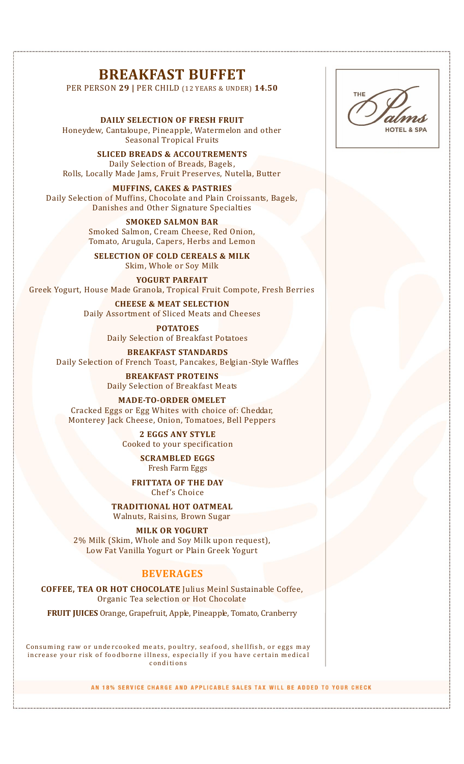# BREAKFAST BUFFET

PER PERSON **29 |** PER CHILD (12 YEARS & UNDER) **14.50**

THE Palms HOTEL & SPA

**DAILY SELECTION OF FRESH FRUIT**
Honeydew, Cantaloupe, Pineapple, Watermelon and other Seasonal Tropical Fruits

**SLICED BREADS & ACCOUTREMENTS**
Daily Selection of Breads, Bagels, Rolls, Locally Made Jams, Fruit Preserves, Nutella, Butter

**MUFFINS, CAKES & PASTRIES**
Daily Selection of Muffins, Chocolate and Plain Croissants, Bagels, Danishes and Other Signature Specialties

**SMOKED SALMON BAR**
Smoked Salmon, Cream Cheese, Red Onion, Tomato, Arugula, Capers, Herbs and Lemon

**SELECTION OF COLD CEREALS & MILK**
Skim, Whole or Soy Milk

**YOGURT PARFAIT**
Greek Yogurt, House Made Granola, Tropical Fruit Compote, Fresh Berries

**CHEESE & MEAT SELECTION**
Daily Assortment of Sliced Meats and Cheeses

**POTATOES**
Daily Selection of Breakfast Potatoes

**BREAKFAST STANDARDS**
Daily Selection of French Toast, Pancakes, Belgian-Style Waffles

**BREAKFAST PROTEINS**
Daily Selection of Breakfast Meats

**MADE-TO-ORDER OMELET**
Cracked Eggs or Egg Whites with choice of: Cheddar, Monterey Jack Cheese, Onion, Tomatoes, Bell Peppers

**2 EGGS ANY STYLE**
Cooked to your specification

**SCRAMBLED EGGS**
Fresh Farm Eggs

**FRITTATA OF THE DAY**
Chef's Choice

**TRADITIONAL HOT OATMEAL**
Walnuts, Raisins, Brown Sugar

**MILK OR YOGURT**
2% Milk (Skim, Whole and Soy Milk upon request), Low Fat Vanilla Yogurt or Plain Greek Yogurt

## BEVERAGES

**COFFEE, TEA OR HOT CHOCOLATE** Julius Meinl Sustainable Coffee, Organic Tea selection or Hot Chocolate

**FRUIT JUICES** Orange, Grapefruit, Apple, Pineapple, Tomato, Cranberry

Consuming raw or undercooked meats, poultry, seafood, shellfish, or eggs may increase your risk of foodborne illness, especially if you have certain medical conditions

AN 18% SERVICE CHARGE AND APPLICABLE SALES TAX WILL BE ADDED TO YOUR CHECK